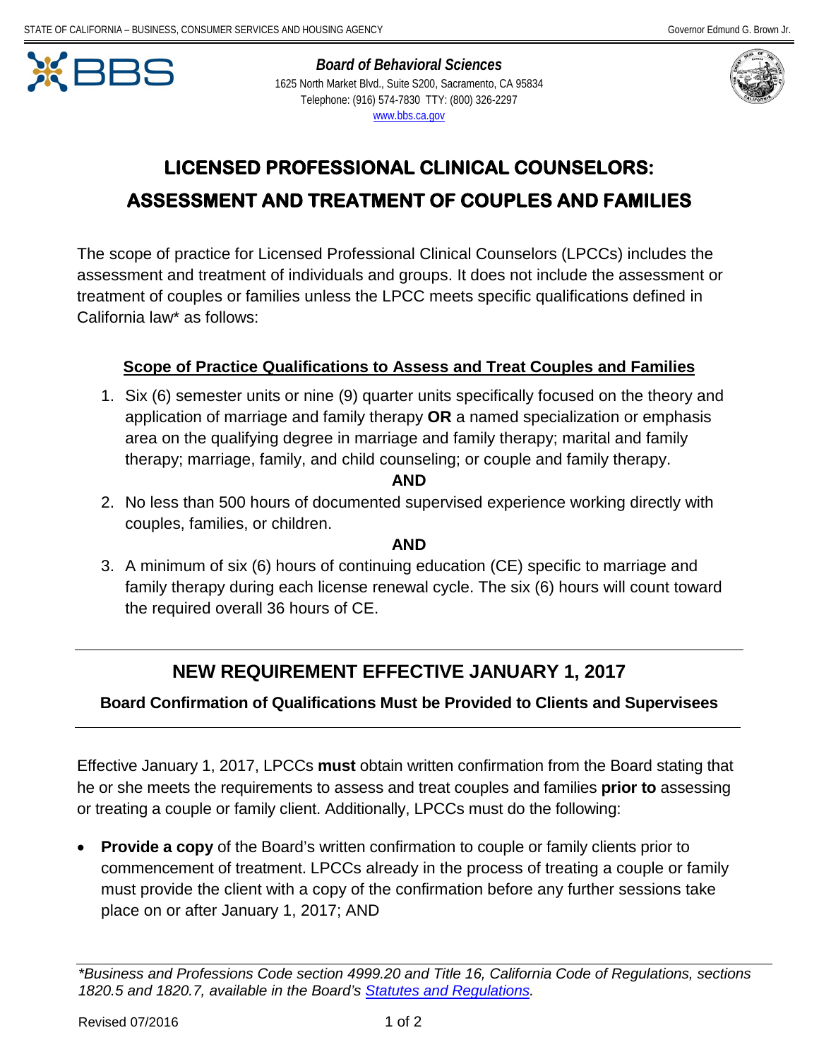STATE OF CALIFORNIA – BUSINESS, CONSUMER SERVICES AND HOUSING AGENCY Governor Edmund G. Brown Jr.

**Board of Behavioral Sciences**
1625 North Market Blvd., Suite S200, Sacramento, CA 95834
Telephone: (916) 574-7830 TTY: (800) 326-2297
www.bbs.ca.gov

# LICENSED PROFESSIONAL CLINICAL COUNSELORS: ASSESSMENT AND TREATMENT OF COUPLES AND FAMILIES

The scope of practice for Licensed Professional Clinical Counselors (LPCCs) includes the assessment and treatment of individuals and groups. It does not include the assessment or treatment of couples or families unless the LPCC meets specific qualifications defined in California law* as follows:

### Scope of Practice Qualifications to Assess and Treat Couples and Families

1. Six (6) semester units or nine (9) quarter units specifically focused on the theory and application of marriage and family therapy **OR** a named specialization or emphasis area on the qualifying degree in marriage and family therapy; marital and family therapy; marriage, family, and child counseling; or couple and family therapy.

   **AND**

2. No less than 500 hours of documented supervised experience working directly with couples, families, or children.

   **AND**

3. A minimum of six (6) hours of continuing education (CE) specific to marriage and family therapy during each license renewal cycle. The six (6) hours will count toward the required overall 36 hours of CE.

---

## NEW REQUIREMENT EFFECTIVE JANUARY 1, 2017

**Board Confirmation of Qualifications Must be Provided to Clients and Supervisees**

---

Effective January 1, 2017, LPCCs **must** obtain written confirmation from the Board stating that he or she meets the requirements to assess and treat couples and families **prior to** assessing or treating a couple or family client. Additionally, LPCCs must do the following:

- **Provide a copy** of the Board's written confirmation to couple or family clients prior to commencement of treatment. LPCCs already in the process of treating a couple or family must provide the client with a copy of the confirmation before any further sessions take place on or after January 1, 2017; AND

*\*Business and Professions Code section 4999.20 and Title 16, California Code of Regulations, sections 1820.5 and 1820.7, available in the Board's Statutes and Regulations.*

Revised 07/2016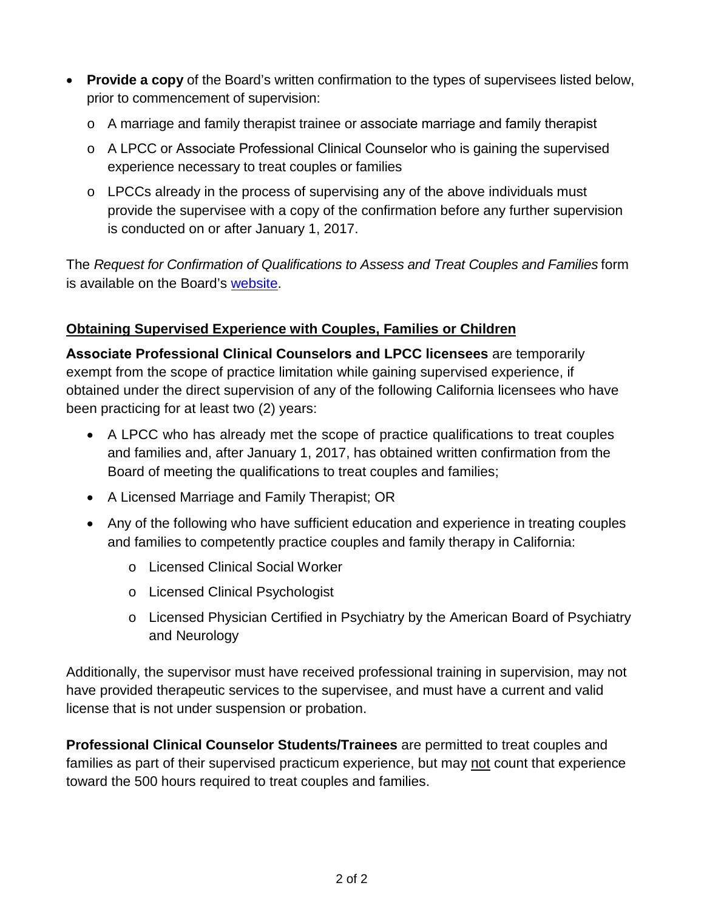- **Provide a copy** of the Board's written confirmation to the types of supervisees listed below, prior to commencement of supervision:
  - A marriage and family therapist trainee or associate marriage and family therapist
  - A LPCC or Associate Professional Clinical Counselor who is gaining the supervised experience necessary to treat couples or families
  - LPCCs already in the process of supervising any of the above individuals must provide the supervisee with a copy of the confirmation before any further supervision is conducted on or after January 1, 2017.

The *Request for Confirmation of Qualifications to Assess and Treat Couples and Families* form is available on the Board's website.

## Obtaining Supervised Experience with Couples, Families or Children

**Associate Professional Clinical Counselors and LPCC licensees** are temporarily exempt from the scope of practice limitation while gaining supervised experience, if obtained under the direct supervision of any of the following California licensees who have been practicing for at least two (2) years:

- A LPCC who has already met the scope of practice qualifications to treat couples and families and, after January 1, 2017, has obtained written confirmation from the Board of meeting the qualifications to treat couples and families;
- A Licensed Marriage and Family Therapist; OR
- Any of the following who have sufficient education and experience in treating couples and families to competently practice couples and family therapy in California:
  - Licensed Clinical Social Worker
  - Licensed Clinical Psychologist
  - Licensed Physician Certified in Psychiatry by the American Board of Psychiatry and Neurology

Additionally, the supervisor must have received professional training in supervision, may not have provided therapeutic services to the supervisee, and must have a current and valid license that is not under suspension or probation.

**Professional Clinical Counselor Students/Trainees** are permitted to treat couples and families as part of their supervised practicum experience, but may not count that experience toward the 500 hours required to treat couples and families.